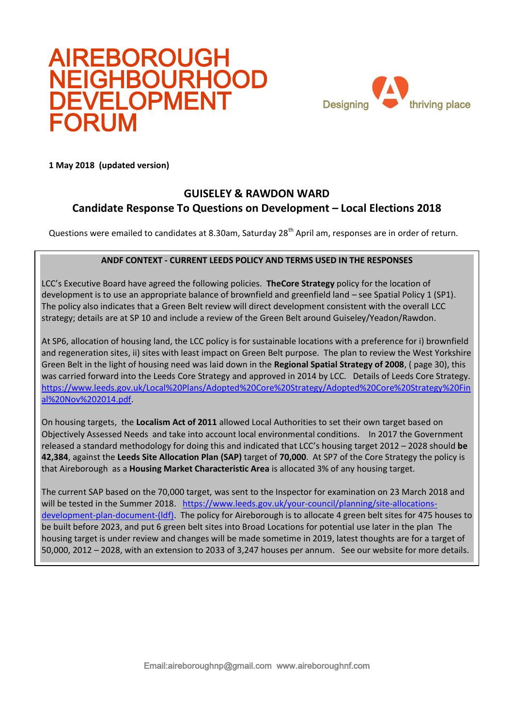# AIREBOROUGH NEIGHBOURHOOD DEVELOPMENT FORUM

Designing A thriving place

**1 May 2018 (updated version)**

## GUISELEY & RAWDON WARD
## Candidate Response To Questions on Development – Local Elections 2018

Questions were emailed to candidates at 8.30am, Saturday 28th April am, responses are in order of return.

**ANDF CONTEXT - CURRENT LEEDS POLICY AND TERMS USED IN THE RESPONSES**

LCC's Executive Board have agreed the following policies. **TheCore Strategy** policy for the location of development is to use an appropriate balance of brownfield and greenfield land – see Spatial Policy 1 (SP1). The policy also indicates that a Green Belt review will direct development consistent with the overall LCC strategy; details are at SP 10 and include a review of the Green Belt around Guiseley/Yeadon/Rawdon.

At SP6, allocation of housing land, the LCC policy is for sustainable locations with a preference for i) brownfield and regeneration sites, ii) sites with least impact on Green Belt purpose. The plan to review the West Yorkshire Green Belt in the light of housing need was laid down in the **Regional Spatial Strategy of 2008**, ( page 30), this was carried forward into the Leeds Core Strategy and approved in 2014 by LCC. Details of Leeds Core Strategy. https://www.leeds.gov.uk/Local%20Plans/Adopted%20Core%20Strategy/Adopted%20Core%20Strategy%20Final%20Nov%202014.pdf.

On housing targets, the **Localism Act of 2011** allowed Local Authorities to set their own target based on Objectively Assessed Needs and take into account local environmental conditions. In 2017 the Government released a standard methodology for doing this and indicated that LCC's housing target 2012 – 2028 should **be 42,384**, against the **Leeds Site Allocation Plan (SAP)** target of **70,000**. At SP7 of the Core Strategy the policy is that Aireborough as a **Housing Market Characteristic Area** is allocated 3% of any housing target.

The current SAP based on the 70,000 target, was sent to the Inspector for examination on 23 March 2018 and will be tested in the Summer 2018. https://www.leeds.gov.uk/your-council/planning/site-allocations-development-plan-document-(ldf). The policy for Aireborough is to allocate 4 green belt sites for 475 houses to be built before 2023, and put 6 green belt sites into Broad Locations for potential use later in the plan The housing target is under review and changes will be made sometime in 2019, latest thoughts are for a target of 50,000, 2012 – 2028, with an extension to 2033 of 3,247 houses per annum. See our website for more details.

Email:aireboroughnp@gmail.com www.aireboroughnf.com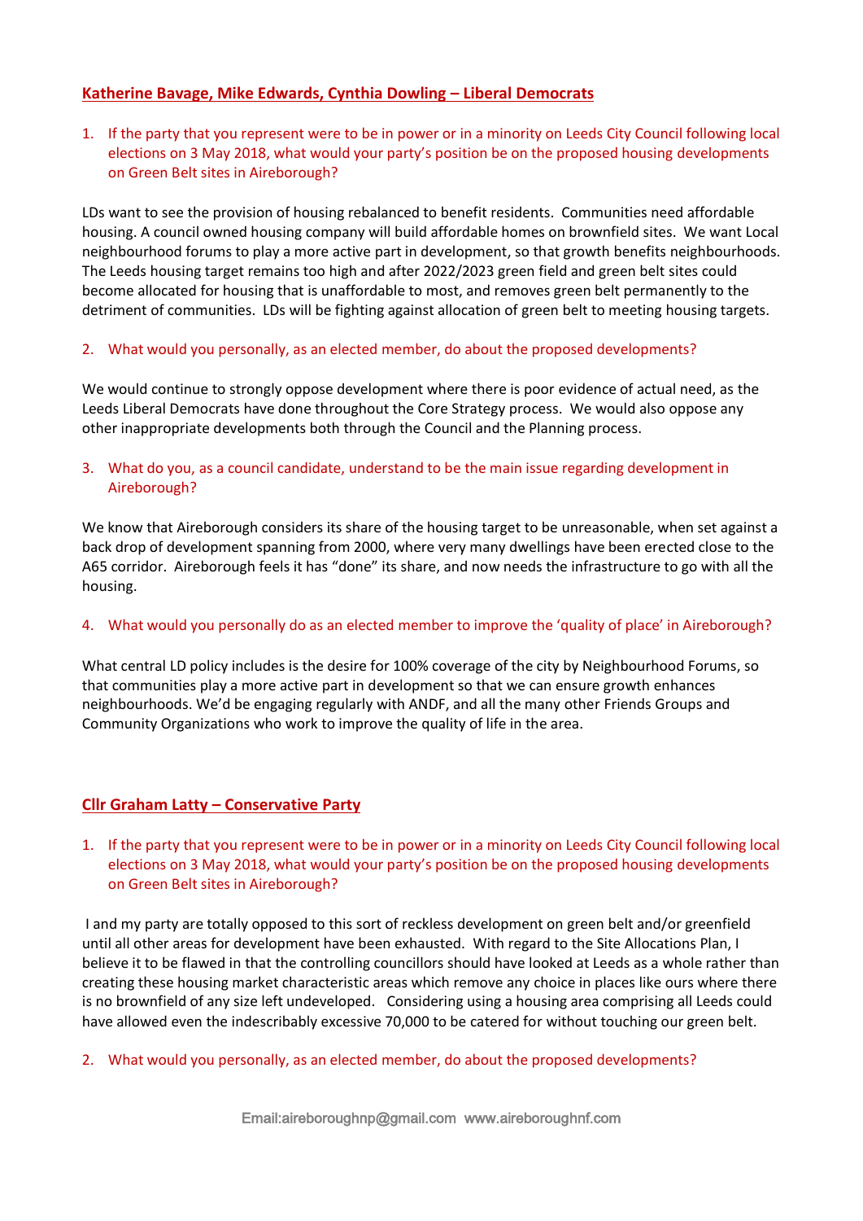## Katherine Bavage, Mike Edwards, Cynthia Dowling – Liberal Democrats

1. If the party that you represent were to be in power or in a minority on Leeds City Council following local elections on 3 May 2018, what would your party's position be on the proposed housing developments on Green Belt sites in Aireborough?

LDs want to see the provision of housing rebalanced to benefit residents. Communities need affordable housing. A council owned housing company will build affordable homes on brownfield sites. We want Local neighbourhood forums to play a more active part in development, so that growth benefits neighbourhoods. The Leeds housing target remains too high and after 2022/2023 green field and green belt sites could become allocated for housing that is unaffordable to most, and removes green belt permanently to the detriment of communities. LDs will be fighting against allocation of green belt to meeting housing targets.

2. What would you personally, as an elected member, do about the proposed developments?

We would continue to strongly oppose development where there is poor evidence of actual need, as the Leeds Liberal Democrats have done throughout the Core Strategy process. We would also oppose any other inappropriate developments both through the Council and the Planning process.

3. What do you, as a council candidate, understand to be the main issue regarding development in Aireborough?

We know that Aireborough considers its share of the housing target to be unreasonable, when set against a back drop of development spanning from 2000, where very many dwellings have been erected close to the A65 corridor. Aireborough feels it has "done" its share, and now needs the infrastructure to go with all the housing.

4. What would you personally do as an elected member to improve the 'quality of place' in Aireborough?

What central LD policy includes is the desire for 100% coverage of the city by Neighbourhood Forums, so that communities play a more active part in development so that we can ensure growth enhances neighbourhoods. We'd be engaging regularly with ANDF, and all the many other Friends Groups and Community Organizations who work to improve the quality of life in the area.

## Cllr Graham Latty – Conservative Party

1. If the party that you represent were to be in power or in a minority on Leeds City Council following local elections on 3 May 2018, what would your party's position be on the proposed housing developments on Green Belt sites in Aireborough?

I and my party are totally opposed to this sort of reckless development on green belt and/or greenfield until all other areas for development have been exhausted. With regard to the Site Allocations Plan, I believe it to be flawed in that the controlling councillors should have looked at Leeds as a whole rather than creating these housing market characteristic areas which remove any choice in places like ours where there is no brownfield of any size left undeveloped. Considering using a housing area comprising all Leeds could have allowed even the indescribably excessive 70,000 to be catered for without touching our green belt.

2. What would you personally, as an elected member, do about the proposed developments?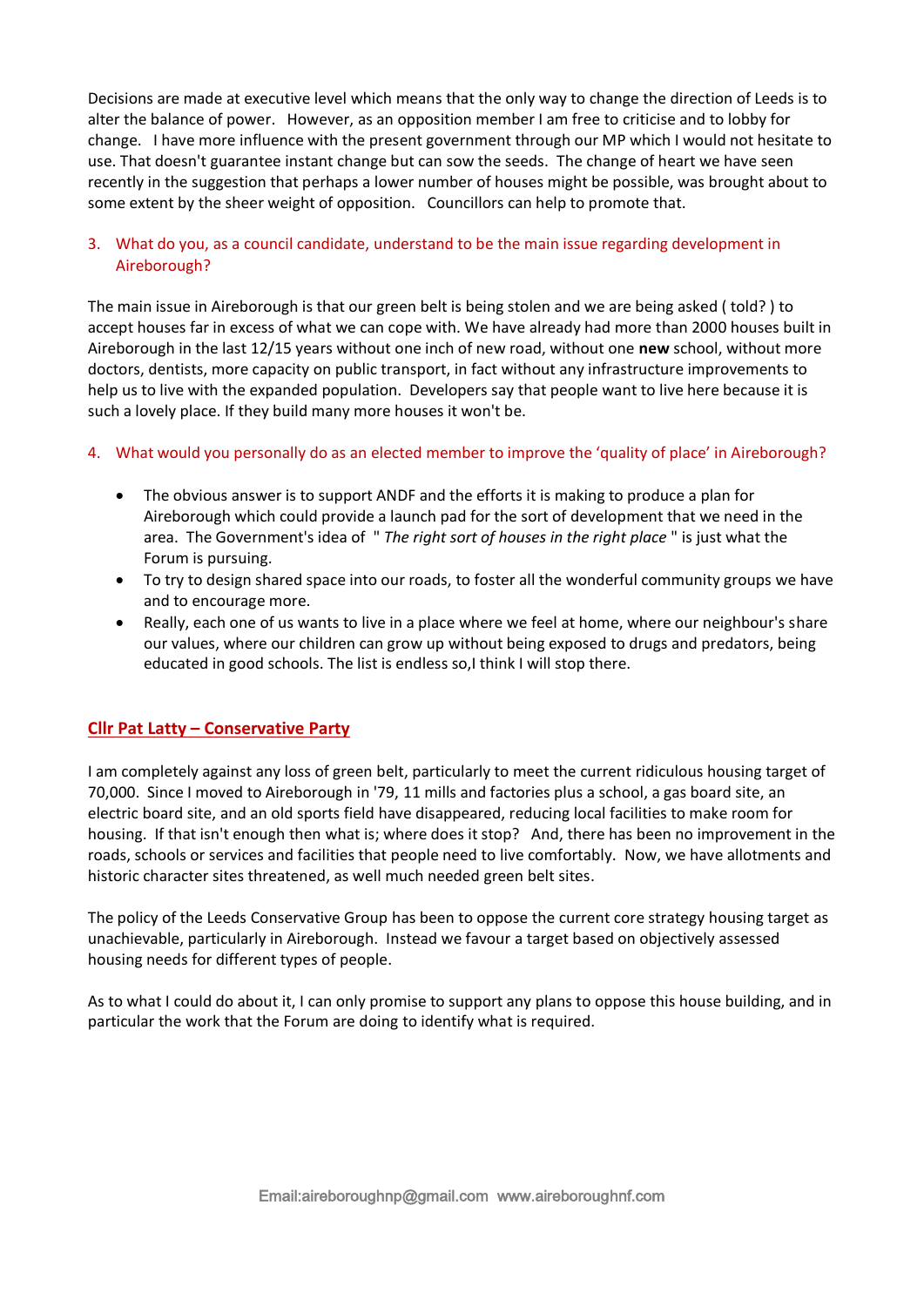Decisions are made at executive level which means that the only way to change the direction of Leeds is to alter the balance of power. However, as an opposition member I am free to criticise and to lobby for change. I have more influence with the present government through our MP which I would not hesitate to use. That doesn't guarantee instant change but can sow the seeds. The change of heart we have seen recently in the suggestion that perhaps a lower number of houses might be possible, was brought about to some extent by the sheer weight of opposition. Councillors can help to promote that.

3. What do you, as a council candidate, understand to be the main issue regarding development in Aireborough?

The main issue in Aireborough is that our green belt is being stolen and we are being asked ( told? ) to accept houses far in excess of what we can cope with. We have already had more than 2000 houses built in Aireborough in the last 12/15 years without one inch of new road, without one **new** school, without more doctors, dentists, more capacity on public transport, in fact without any infrastructure improvements to help us to live with the expanded population. Developers say that people want to live here because it is such a lovely place. If they build many more houses it won't be.

4. What would you personally do as an elected member to improve the 'quality of place' in Aireborough?

- The obvious answer is to support ANDF and the efforts it is making to produce a plan for Aireborough which could provide a launch pad for the sort of development that we need in the area. The Government's idea of " *The right sort of houses in the right place* " is just what the Forum is pursuing.
- To try to design shared space into our roads, to foster all the wonderful community groups we have and to encourage more.
- Really, each one of us wants to live in a place where we feel at home, where our neighbour's share our values, where our children can grow up without being exposed to drugs and predators, being educated in good schools. The list is endless so,I think I will stop there.

## Cllr Pat Latty – Conservative Party

I am completely against any loss of green belt, particularly to meet the current ridiculous housing target of 70,000. Since I moved to Aireborough in '79, 11 mills and factories plus a school, a gas board site, an electric board site, and an old sports field have disappeared, reducing local facilities to make room for housing. If that isn't enough then what is; where does it stop? And, there has been no improvement in the roads, schools or services and facilities that people need to live comfortably. Now, we have allotments and historic character sites threatened, as well much needed green belt sites.

The policy of the Leeds Conservative Group has been to oppose the current core strategy housing target as unachievable, particularly in Aireborough. Instead we favour a target based on objectively assessed housing needs for different types of people.

As to what I could do about it, I can only promise to support any plans to oppose this house building, and in particular the work that the Forum are doing to identify what is required.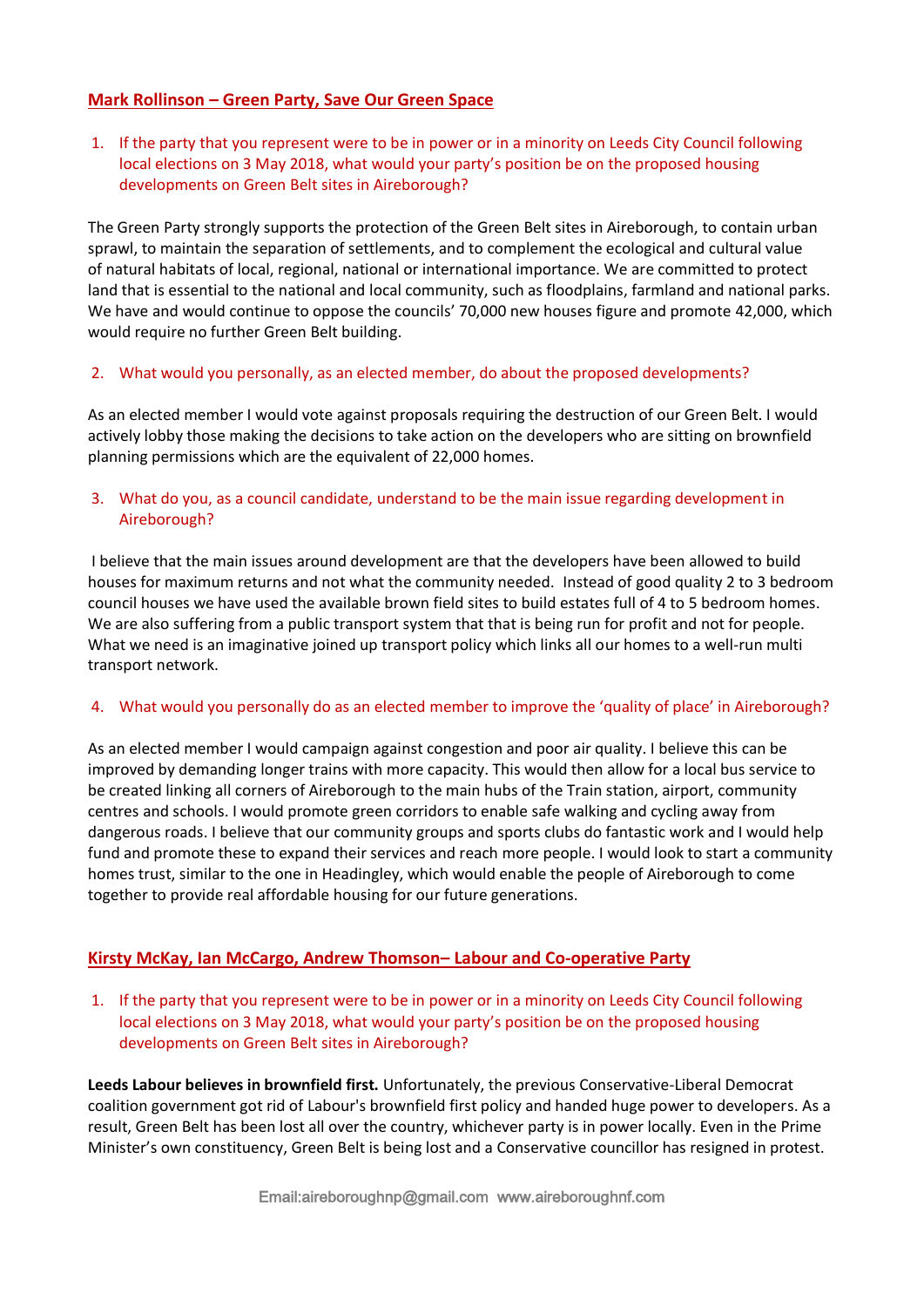## Mark Rollinson – Green Party, Save Our Green Space

1. If the party that you represent were to be in power or in a minority on Leeds City Council following local elections on 3 May 2018, what would your party's position be on the proposed housing developments on Green Belt sites in Aireborough?

The Green Party strongly supports the protection of the Green Belt sites in Aireborough, to contain urban sprawl, to maintain the separation of settlements, and to complement the ecological and cultural value of natural habitats of local, regional, national or international importance. We are committed to protect land that is essential to the national and local community, such as floodplains, farmland and national parks. We have and would continue to oppose the councils' 70,000 new houses figure and promote 42,000, which would require no further Green Belt building.

2. What would you personally, as an elected member, do about the proposed developments?

As an elected member I would vote against proposals requiring the destruction of our Green Belt. I would actively lobby those making the decisions to take action on the developers who are sitting on brownfield planning permissions which are the equivalent of 22,000 homes.

3. What do you, as a council candidate, understand to be the main issue regarding development in Aireborough?

I believe that the main issues around development are that the developers have been allowed to build houses for maximum returns and not what the community needed. Instead of good quality 2 to 3 bedroom council houses we have used the available brown field sites to build estates full of 4 to 5 bedroom homes. We are also suffering from a public transport system that that is being run for profit and not for people. What we need is an imaginative joined up transport policy which links all our homes to a well-run multi transport network.

4. What would you personally do as an elected member to improve the 'quality of place' in Aireborough?

As an elected member I would campaign against congestion and poor air quality. I believe this can be improved by demanding longer trains with more capacity. This would then allow for a local bus service to be created linking all corners of Aireborough to the main hubs of the Train station, airport, community centres and schools. I would promote green corridors to enable safe walking and cycling away from dangerous roads. I believe that our community groups and sports clubs do fantastic work and I would help fund and promote these to expand their services and reach more people. I would look to start a community homes trust, similar to the one in Headingley, which would enable the people of Aireborough to come together to provide real affordable housing for our future generations.

## Kirsty McKay, Ian McCargo, Andrew Thomson– Labour and Co-operative Party

1. If the party that you represent were to be in power or in a minority on Leeds City Council following local elections on 3 May 2018, what would your party's position be on the proposed housing developments on Green Belt sites in Aireborough?

**Leeds Labour believes in brownfield first.** Unfortunately, the previous Conservative-Liberal Democrat coalition government got rid of Labour's brownfield first policy and handed huge power to developers. As a result, Green Belt has been lost all over the country, whichever party is in power locally. Even in the Prime Minister's own constituency, Green Belt is being lost and a Conservative councillor has resigned in protest.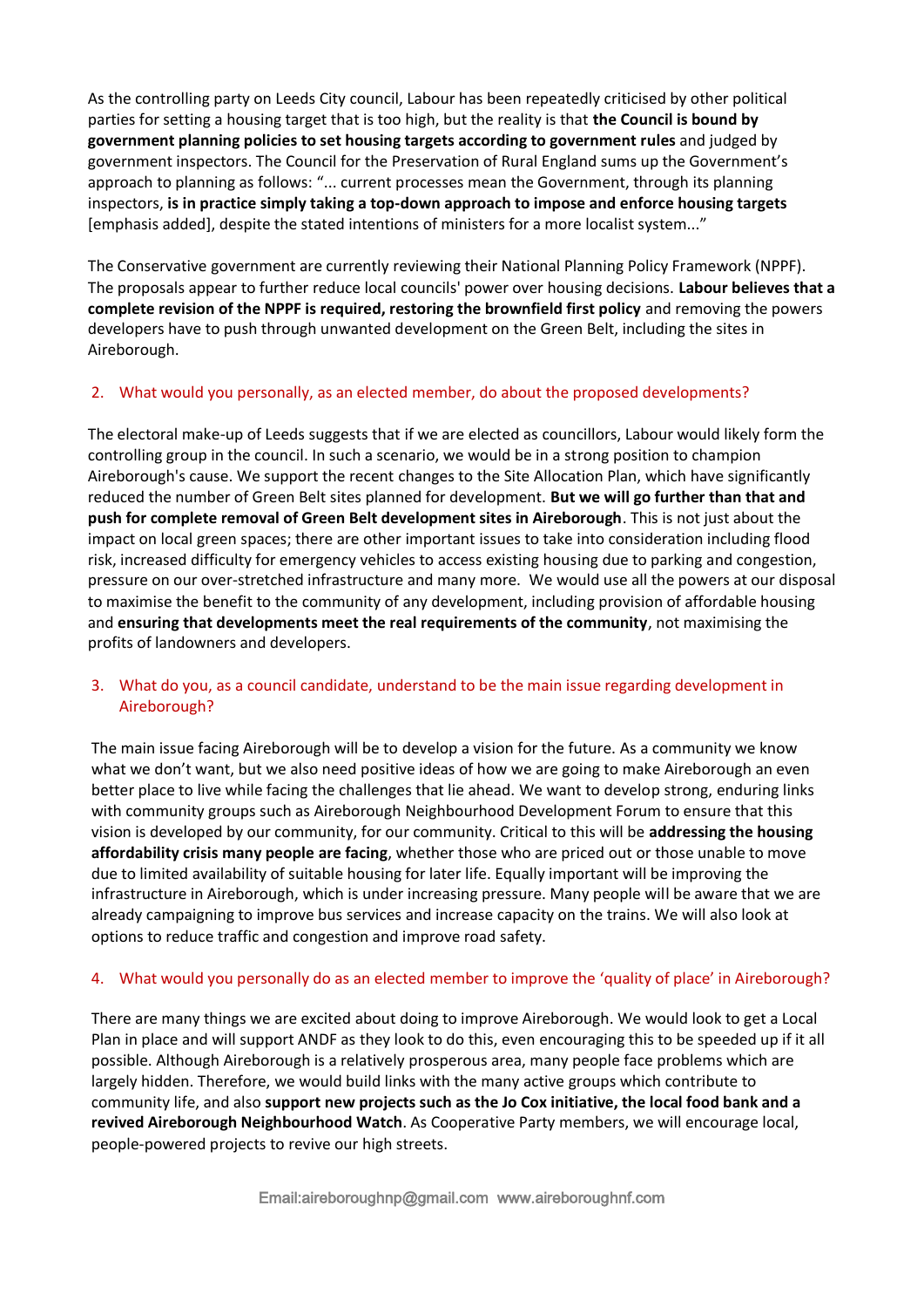As the controlling party on Leeds City council, Labour has been repeatedly criticised by other political parties for setting a housing target that is too high, but the reality is that **the Council is bound by government planning policies to set housing targets according to government rules** and judged by government inspectors. The Council for the Preservation of Rural England sums up the Government's approach to planning as follows: "... current processes mean the Government, through its planning inspectors, **is in practice simply taking a top-down approach to impose and enforce housing targets** [emphasis added], despite the stated intentions of ministers for a more localist system..."

The Conservative government are currently reviewing their National Planning Policy Framework (NPPF). The proposals appear to further reduce local councils' power over housing decisions. **Labour believes that a complete revision of the NPPF is required, restoring the brownfield first policy** and removing the powers developers have to push through unwanted development on the Green Belt, including the sites in Aireborough.

2. What would you personally, as an elected member, do about the proposed developments?

The electoral make-up of Leeds suggests that if we are elected as councillors, Labour would likely form the controlling group in the council. In such a scenario, we would be in a strong position to champion Aireborough's cause. We support the recent changes to the Site Allocation Plan, which have significantly reduced the number of Green Belt sites planned for development. **But we will go further than that and push for complete removal of Green Belt development sites in Aireborough**. This is not just about the impact on local green spaces; there are other important issues to take into consideration including flood risk, increased difficulty for emergency vehicles to access existing housing due to parking and congestion, pressure on our over-stretched infrastructure and many more. We would use all the powers at our disposal to maximise the benefit to the community of any development, including provision of affordable housing and **ensuring that developments meet the real requirements of the community**, not maximising the profits of landowners and developers.

3. What do you, as a council candidate, understand to be the main issue regarding development in Aireborough?

The main issue facing Aireborough will be to develop a vision for the future. As a community we know what we don't want, but we also need positive ideas of how we are going to make Aireborough an even better place to live while facing the challenges that lie ahead. We want to develop strong, enduring links with community groups such as Aireborough Neighbourhood Development Forum to ensure that this vision is developed by our community, for our community. Critical to this will be **addressing the housing affordability crisis many people are facing**, whether those who are priced out or those unable to move due to limited availability of suitable housing for later life. Equally important will be improving the infrastructure in Aireborough, which is under increasing pressure. Many people will be aware that we are already campaigning to improve bus services and increase capacity on the trains. We will also look at options to reduce traffic and congestion and improve road safety.

4. What would you personally do as an elected member to improve the 'quality of place' in Aireborough?

There are many things we are excited about doing to improve Aireborough. We would look to get a Local Plan in place and will support ANDF as they look to do this, even encouraging this to be speeded up if it all possible. Although Aireborough is a relatively prosperous area, many people face problems which are largely hidden. Therefore, we would build links with the many active groups which contribute to community life, and also **support new projects such as the Jo Cox initiative, the local food bank and a revived Aireborough Neighbourhood Watch**. As Cooperative Party members, we will encourage local, people-powered projects to revive our high streets.

Email:aireboroughnp@gmail.com www.aireboroughnf.com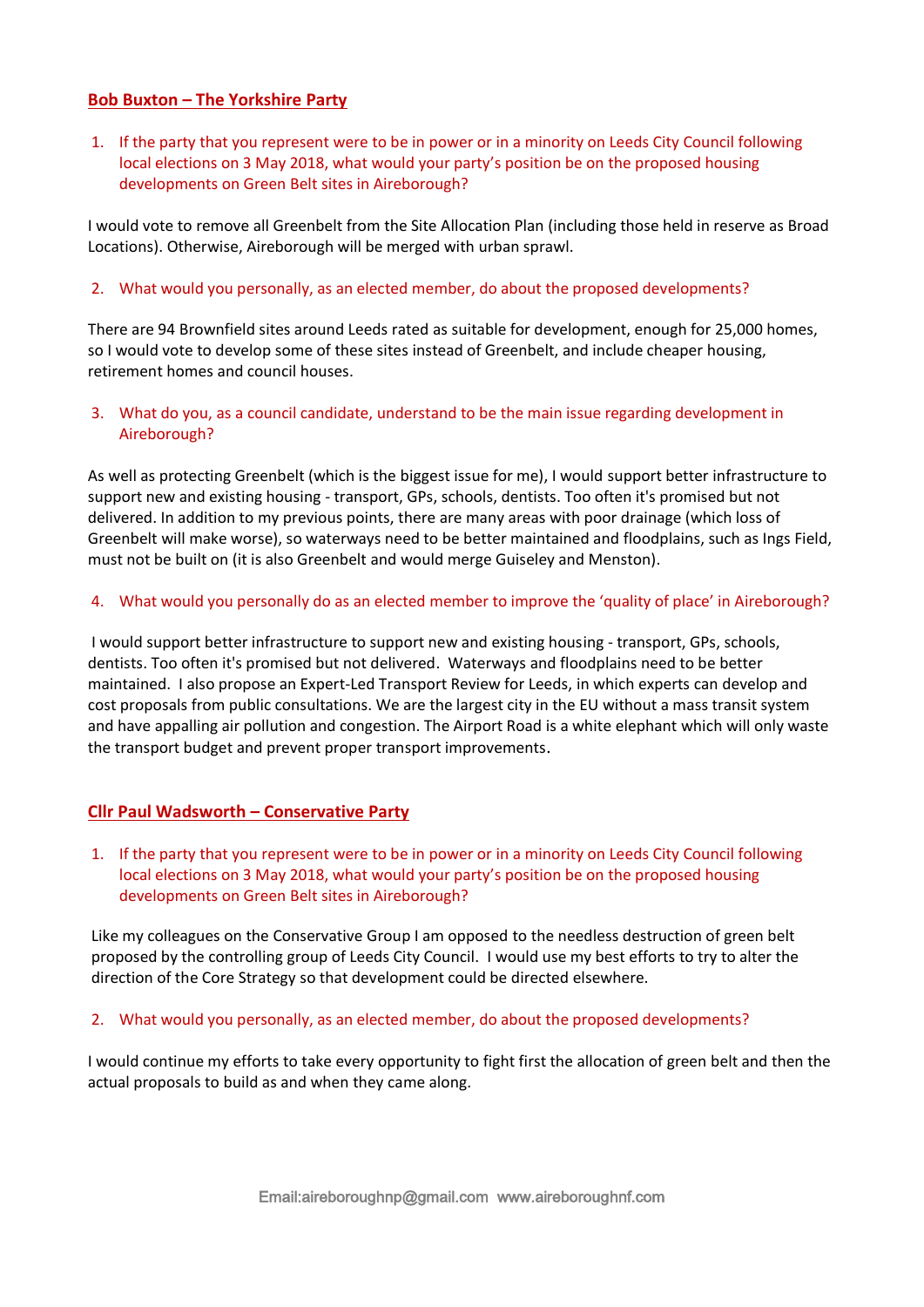## Bob Buxton – The Yorkshire Party

1. If the party that you represent were to be in power or in a minority on Leeds City Council following local elections on 3 May 2018, what would your party's position be on the proposed housing developments on Green Belt sites in Aireborough?

I would vote to remove all Greenbelt from the Site Allocation Plan (including those held in reserve as Broad Locations). Otherwise, Aireborough will be merged with urban sprawl.

2. What would you personally, as an elected member, do about the proposed developments?

There are 94 Brownfield sites around Leeds rated as suitable for development, enough for 25,000 homes, so I would vote to develop some of these sites instead of Greenbelt, and include cheaper housing, retirement homes and council houses.

3. What do you, as a council candidate, understand to be the main issue regarding development in Aireborough?

As well as protecting Greenbelt (which is the biggest issue for me), I would support better infrastructure to support new and existing housing - transport, GPs, schools, dentists. Too often it's promised but not delivered. In addition to my previous points, there are many areas with poor drainage (which loss of Greenbelt will make worse), so waterways need to be better maintained and floodplains, such as Ings Field, must not be built on (it is also Greenbelt and would merge Guiseley and Menston).

4. What would you personally do as an elected member to improve the 'quality of place' in Aireborough?

I would support better infrastructure to support new and existing housing - transport, GPs, schools, dentists. Too often it's promised but not delivered. Waterways and floodplains need to be better maintained. I also propose an Expert-Led Transport Review for Leeds, in which experts can develop and cost proposals from public consultations. We are the largest city in the EU without a mass transit system and have appalling air pollution and congestion. The Airport Road is a white elephant which will only waste the transport budget and prevent proper transport improvements.

## Cllr Paul Wadsworth – Conservative Party

1. If the party that you represent were to be in power or in a minority on Leeds City Council following local elections on 3 May 2018, what would your party's position be on the proposed housing developments on Green Belt sites in Aireborough?

Like my colleagues on the Conservative Group I am opposed to the needless destruction of green belt proposed by the controlling group of Leeds City Council. I would use my best efforts to try to alter the direction of the Core Strategy so that development could be directed elsewhere.

2. What would you personally, as an elected member, do about the proposed developments?

I would continue my efforts to take every opportunity to fight first the allocation of green belt and then the actual proposals to build as and when they came along.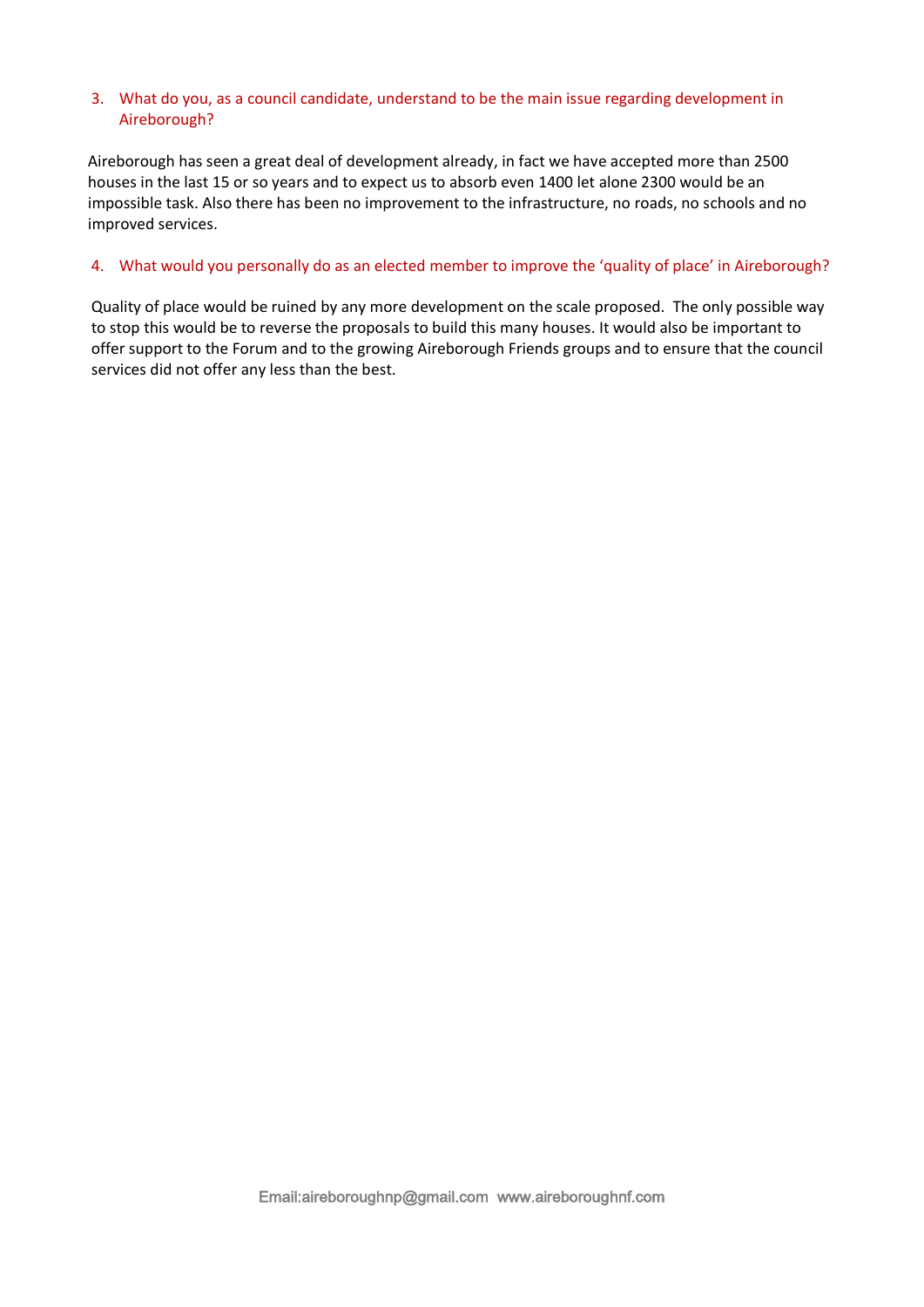3. What do you, as a council candidate, understand to be the main issue regarding development in Aireborough?

Aireborough has seen a great deal of development already, in fact we have accepted more than 2500 houses in the last 15 or so years and to expect us to absorb even 1400 let alone 2300 would be an impossible task. Also there has been no improvement to the infrastructure, no roads, no schools and no improved services.

4. What would you personally do as an elected member to improve the 'quality of place' in Aireborough?

Quality of place would be ruined by any more development on the scale proposed. The only possible way to stop this would be to reverse the proposals to build this many houses. It would also be important to offer support to the Forum and to the growing Aireborough Friends groups and to ensure that the council services did not offer any less than the best.

Email:aireboroughnp@gmail.com www.aireboroughnf.com